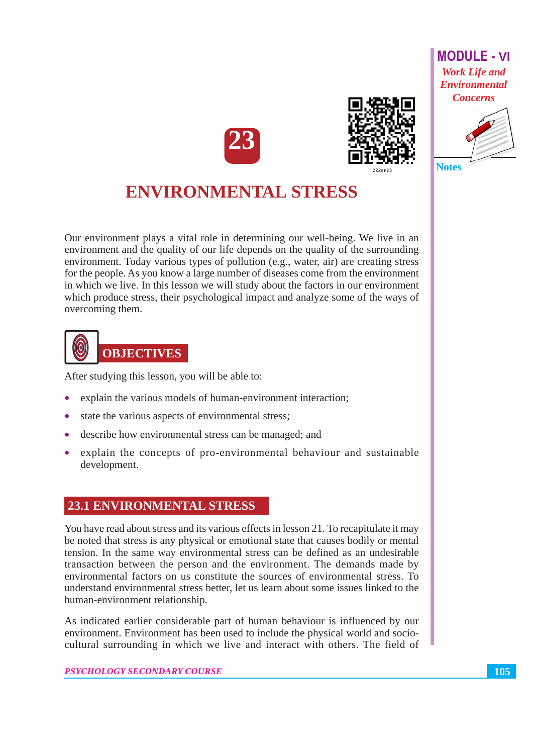# 23

# ENVIRONMENTAL STRESS

Our environment plays a vital role in determining our well-being. We live in an environment and the quality of our life depends on the quality of the surrounding environment. Today various types of pollution (e.g., water, air) are creating stress for the people. As you know a large number of diseases come from the environment in which we live. In this lesson we will study about the factors in our environment which produce stress, their psychological impact and analyze some of the ways of overcoming them.

## OBJECTIVES

After studying this lesson, you will be able to:

- explain the various models of human-environment interaction;
- state the various aspects of environmental stress;
- describe how environmental stress can be managed; and
- explain the concepts of pro-environmental behaviour and sustainable development.

## 23.1 ENVIRONMENTAL STRESS

You have read about stress and its various effects in lesson 21. To recapitulate it may be noted that stress is any physical or emotional state that causes bodily or mental tension. In the same way environmental stress can be defined as an undesirable transaction between the person and the environment. The demands made by environmental factors on us constitute the sources of environmental stress. To understand environmental stress better, let us learn about some issues linked to the human-environment relationship.

As indicated earlier considerable part of human behaviour is influenced by our environment. Environment has been used to include the physical world and socio-cultural surrounding in which we live and interact with others. The field of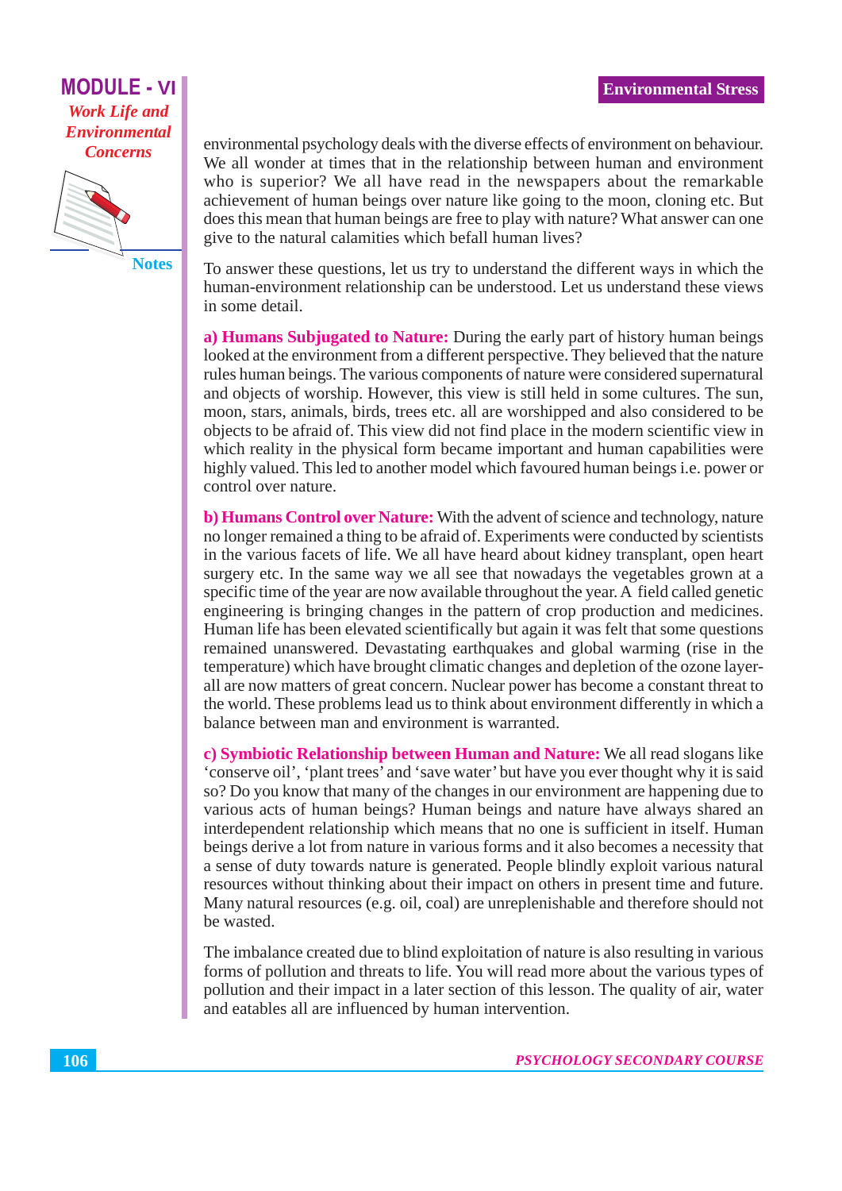environmental psychology deals with the diverse effects of environment on behaviour. We all wonder at times that in the relationship between human and environment who is superior? We all have read in the newspapers about the remarkable achievement of human beings over nature like going to the moon, cloning etc. But does this mean that human beings are free to play with nature? What answer can one give to the natural calamities which befall human lives?

To answer these questions, let us try to understand the different ways in which the human-environment relationship can be understood. Let us understand these views in some detail.

**a) Humans Subjugated to Nature:** During the early part of history human beings looked at the environment from a different perspective. They believed that the nature rules human beings. The various components of nature were considered supernatural and objects of worship. However, this view is still held in some cultures. The sun, moon, stars, animals, birds, trees etc. all are worshipped and also considered to be objects to be afraid of. This view did not find place in the modern scientific view in which reality in the physical form became important and human capabilities were highly valued. This led to another model which favoured human beings i.e. power or control over nature.

**b) Humans Control over Nature:** With the advent of science and technology, nature no longer remained a thing to be afraid of. Experiments were conducted by scientists in the various facets of life. We all have heard about kidney transplant, open heart surgery etc. In the same way we all see that nowadays the vegetables grown at a specific time of the year are now available throughout the year. A field called genetic engineering is bringing changes in the pattern of crop production and medicines. Human life has been elevated scientifically but again it was felt that some questions remained unanswered. Devastating earthquakes and global warming (rise in the temperature) which have brought climatic changes and depletion of the ozone layer-all are now matters of great concern. Nuclear power has become a constant threat to the world. These problems lead us to think about environment differently in which a balance between man and environment is warranted.

**c) Symbiotic Relationship between Human and Nature:** We all read slogans like 'conserve oil', 'plant trees' and 'save water' but have you ever thought why it is said so? Do you know that many of the changes in our environment are happening due to various acts of human beings? Human beings and nature have always shared an interdependent relationship which means that no one is sufficient in itself. Human beings derive a lot from nature in various forms and it also becomes a necessity that a sense of duty towards nature is generated. People blindly exploit various natural resources without thinking about their impact on others in present time and future. Many natural resources (e.g. oil, coal) are unreplenishable and therefore should not be wasted.

The imbalance created due to blind exploitation of nature is also resulting in various forms of pollution and threats to life. You will read more about the various types of pollution and their impact in a later section of this lesson. The quality of air, water and eatables all are influenced by human intervention.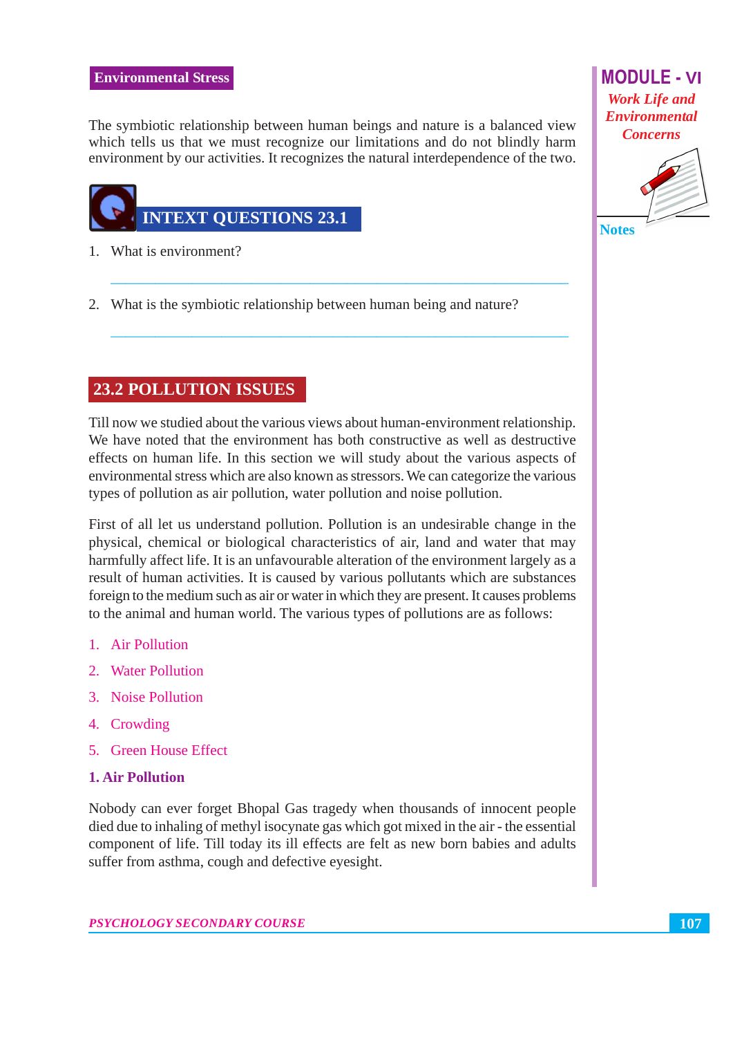The symbiotic relationship between human beings and nature is a balanced view which tells us that we must recognize our limitations and do not blindly harm environment by our activities. It recognizes the natural interdependence of the two.

## INTEXT QUESTIONS 23.1

1. What is environment?

2. What is the symbiotic relationship between human being and nature?

## 23.2 POLLUTION ISSUES

Till now we studied about the various views about human-environment relationship. We have noted that the environment has both constructive as well as destructive effects on human life. In this section we will study about the various aspects of environmental stress which are also known as stressors. We can categorize the various types of pollution as air pollution, water pollution and noise pollution.

First of all let us understand pollution. Pollution is an undesirable change in the physical, chemical or biological characteristics of air, land and water that may harmfully affect life. It is an unfavourable alteration of the environment largely as a result of human activities. It is caused by various pollutants which are substances foreign to the medium such as air or water in which they are present. It causes problems to the animal and human world. The various types of pollutions are as follows:

1. Air Pollution
2. Water Pollution
3. Noise Pollution
4. Crowding
5. Green House Effect

### 1. Air Pollution

Nobody can ever forget Bhopal Gas tragedy when thousands of innocent people died due to inhaling of methyl isocynate gas which got mixed in the air - the essential component of life. Till today its ill effects are felt as new born babies and adults suffer from asthma, cough and defective eyesight.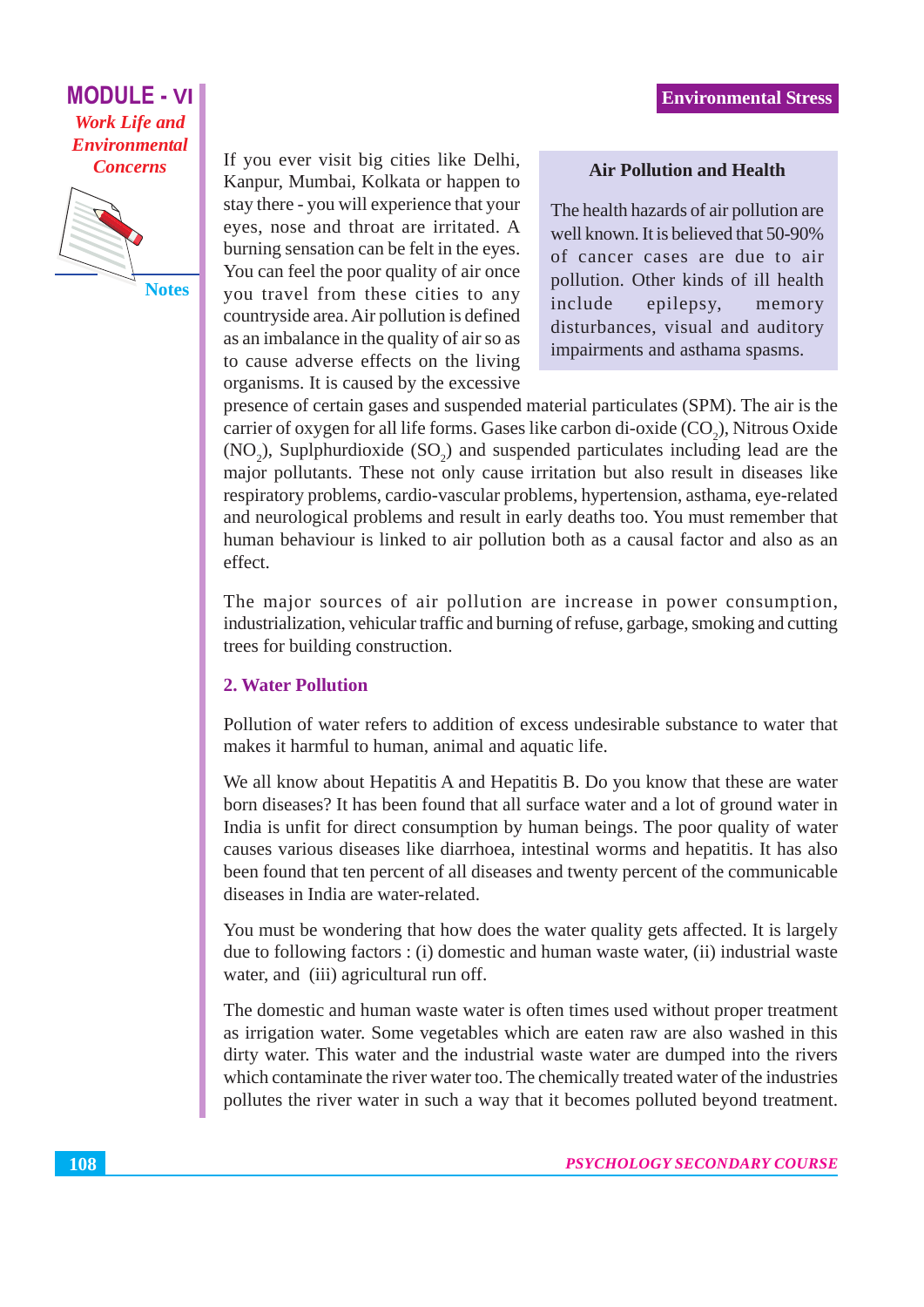> **Air Pollution and Health**
>
> The health hazards of air pollution are well known. It is believed that 50-90% of cancer cases are due to air pollution. Other kinds of ill health include epilepsy, memory disturbances, visual and auditory impairments and asthama spasms.

If you ever visit big cities like Delhi, Kanpur, Mumbai, Kolkata or happen to stay there - you will experience that your eyes, nose and throat are irritated. A burning sensation can be felt in the eyes. You can feel the poor quality of air once you travel from these cities to any countryside area. Air pollution is defined as an imbalance in the quality of air so as to cause adverse effects on the living organisms. It is caused by the excessive presence of certain gases and suspended material particulates (SPM). The air is the carrier of oxygen for all life forms. Gases like carbon di-oxide ($CO_2$), Nitrous Oxide ($NO_2$), Suplphurdioxide ($SO_2$) and suspended particulates including lead are the major pollutants. These not only cause irritation but also result in diseases like respiratory problems, cardio-vascular problems, hypertension, asthama, eye-related and neurological problems and result in early deaths too. You must remember that human behaviour is linked to air pollution both as a causal factor and also as an effect.

The major sources of air pollution are increase in power consumption, industrialization, vehicular traffic and burning of refuse, garbage, smoking and cutting trees for building construction.

### 2. Water Pollution

Pollution of water refers to addition of excess undesirable substance to water that makes it harmful to human, animal and aquatic life.

We all know about Hepatitis A and Hepatitis B. Do you know that these are water born diseases? It has been found that all surface water and a lot of ground water in India is unfit for direct consumption by human beings. The poor quality of water causes various diseases like diarrhoea, intestinal worms and hepatitis. It has also been found that ten percent of all diseases and twenty percent of the communicable diseases in India are water-related.

You must be wondering that how does the water quality gets affected. It is largely due to following factors : (i) domestic and human waste water, (ii) industrial waste water, and (iii) agricultural run off.

The domestic and human waste water is often times used without proper treatment as irrigation water. Some vegetables which are eaten raw are also washed in this dirty water. This water and the industrial waste water are dumped into the rivers which contaminate the river water too. The chemically treated water of the industries pollutes the river water in such a way that it becomes polluted beyond treatment.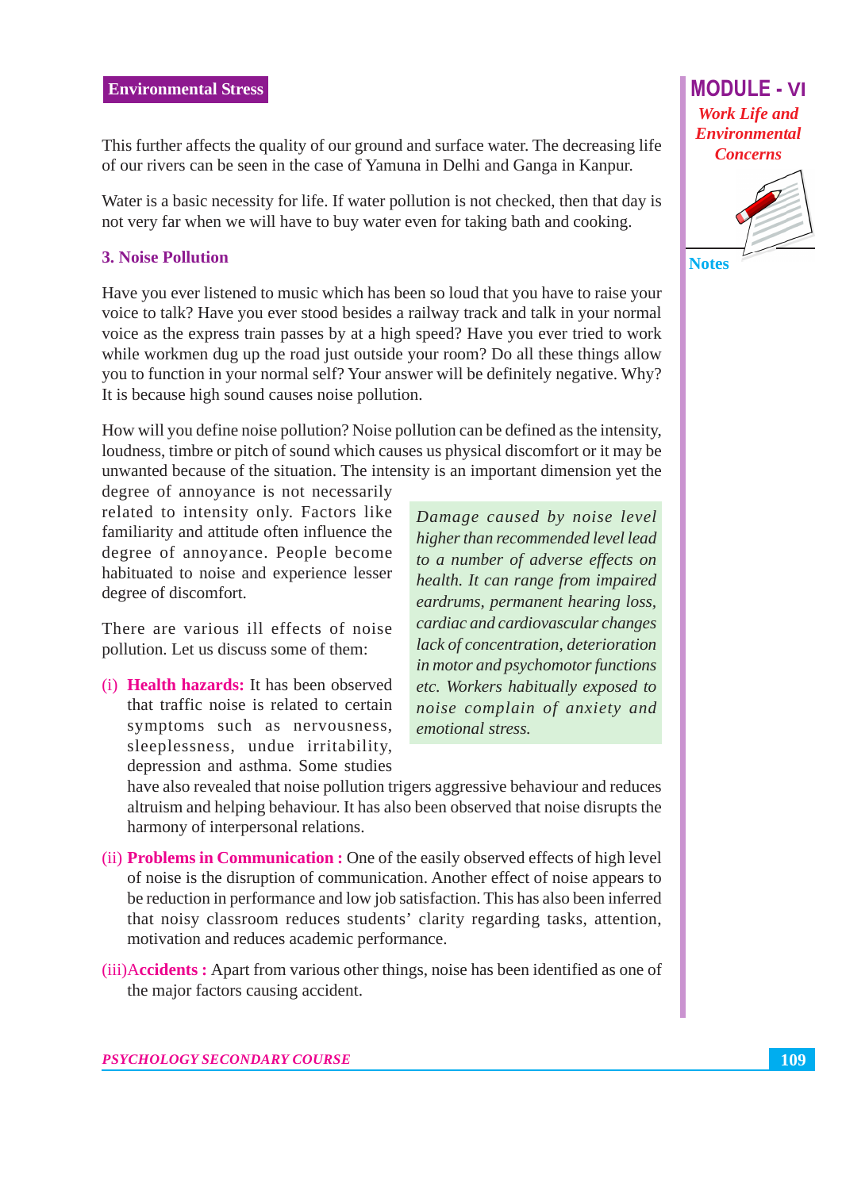This further affects the quality of our ground and surface water. The decreasing life of our rivers can be seen in the case of Yamuna in Delhi and Ganga in Kanpur.

Water is a basic necessity for life. If water pollution is not checked, then that day is not very far when we will have to buy water even for taking bath and cooking.

### 3. Noise Pollution

Have you ever listened to music which has been so loud that you have to raise your voice to talk? Have you ever stood besides a railway track and talk in your normal voice as the express train passes by at a high speed? Have you ever tried to work while workmen dug up the road just outside your room? Do all these things allow you to function in your normal self? Your answer will be definitely negative. Why? It is because high sound causes noise pollution.

How will you define noise pollution? Noise pollution can be defined as the intensity, loudness, timbre or pitch of sound which causes us physical discomfort or it may be unwanted because of the situation. The intensity is an important dimension yet the degree of annoyance is not necessarily related to intensity only. Factors like familiarity and attitude often influence the degree of annoyance. People become habituated to noise and experience lesser degree of discomfort.

*Damage caused by noise level higher than recommended level lead to a number of adverse effects on health. It can range from impaired eardrums, permanent hearing loss, cardiac and cardiovascular changes lack of concentration, deterioration in motor and psychomotor functions etc. Workers habitually exposed to noise complain of anxiety and emotional stress.*

There are various ill effects of noise pollution. Let us discuss some of them:

(i) **Health hazards:** It has been observed that traffic noise is related to certain symptoms such as nervousness, sleeplessness, undue irritability, depression and asthma. Some studies have also revealed that noise pollution trigers aggressive behaviour and reduces altruism and helping behaviour. It has also been observed that noise disrupts the harmony of interpersonal relations.

(ii) **Problems in Communication :** One of the easily observed effects of high level of noise is the disruption of communication. Another effect of noise appears to be reduction in performance and low job satisfaction. This has also been inferred that noisy classroom reduces students' clarity regarding tasks, attention, motivation and reduces academic performance.

(iii) **Accidents :** Apart from various other things, noise has been identified as one of the major factors causing accident.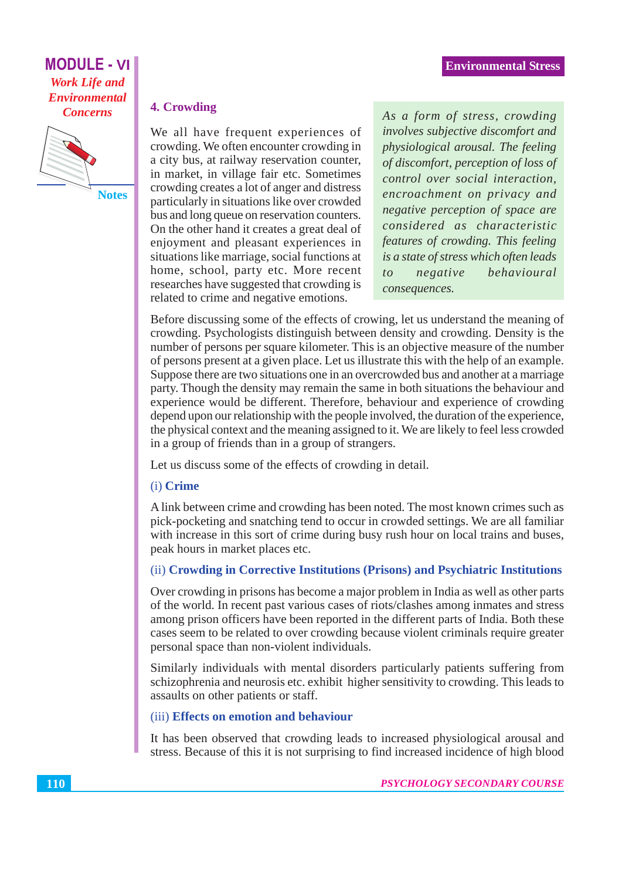## 4. Crowding

We all have frequent experiences of crowding. We often encounter crowding in a city bus, at railway reservation counter, in market, in village fair etc. Sometimes crowding creates a lot of anger and distress particularly in situations like over crowded bus and long queue on reservation counters. On the other hand it creates a great deal of enjoyment and pleasant experiences in situations like marriage, social functions at home, school, party etc. More recent researches have suggested that crowding is related to crime and negative emotions.

*As a form of stress, crowding involves subjective discomfort and physiological arousal. The feeling of discomfort, perception of loss of control over social interaction, encroachment on privacy and negative perception of space are considered as characteristic features of crowding. This feeling is a state of stress which often leads to negative behavioural consequences.*

Before discussing some of the effects of crowing, let us understand the meaning of crowding. Psychologists distinguish between density and crowding. Density is the number of persons per square kilometer. This is an objective measure of the number of persons present at a given place. Let us illustrate this with the help of an example. Suppose there are two situations one in an overcrowded bus and another at a marriage party. Though the density may remain the same in both situations the behaviour and experience would be different. Therefore, behaviour and experience of crowding depend upon our relationship with the people involved, the duration of the experience, the physical context and the meaning assigned to it. We are likely to feel less crowded in a group of friends than in a group of strangers.

Let us discuss some of the effects of crowding in detail.

### (i) Crime

A link between crime and crowding has been noted. The most known crimes such as pick-pocketing and snatching tend to occur in crowded settings. We are all familiar with increase in this sort of crime during busy rush hour on local trains and buses, peak hours in market places etc.

### (ii) Crowding in Corrective Institutions (Prisons) and Psychiatric Institutions

Over crowding in prisons has become a major problem in India as well as other parts of the world. In recent past various cases of riots/clashes among inmates and stress among prison officers have been reported in the different parts of India. Both these cases seem to be related to over crowding because violent criminals require greater personal space than non-violent individuals.

Similarly individuals with mental disorders particularly patients suffering from schizophrenia and neurosis etc. exhibit higher sensitivity to crowding. This leads to assaults on other patients or staff.

### (iii) Effects on emotion and behaviour

It has been observed that crowding leads to increased physiological arousal and stress. Because of this it is not surprising to find increased incidence of high blood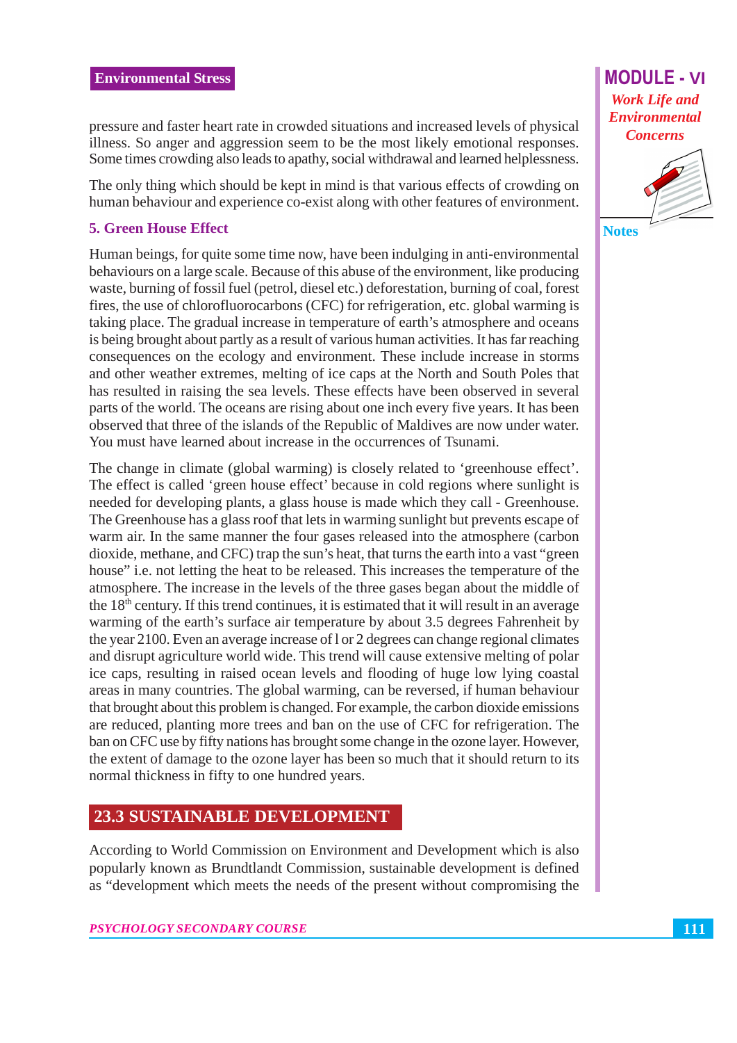pressure and faster heart rate in crowded situations and increased levels of physical illness. So anger and aggression seem to be the most likely emotional responses. Some times crowding also leads to apathy, social withdrawal and learned helplessness.

The only thing which should be kept in mind is that various effects of crowding on human behaviour and experience co-exist along with other features of environment.

### 5. Green House Effect

Human beings, for quite some time now, have been indulging in anti-environmental behaviours on a large scale. Because of this abuse of the environment, like producing waste, burning of fossil fuel (petrol, diesel etc.) deforestation, burning of coal, forest fires, the use of chlorofluorocarbons (CFC) for refrigeration, etc. global warming is taking place. The gradual increase in temperature of earth's atmosphere and oceans is being brought about partly as a result of various human activities. It has far reaching consequences on the ecology and environment. These include increase in storms and other weather extremes, melting of ice caps at the North and South Poles that has resulted in raising the sea levels. These effects have been observed in several parts of the world. The oceans are rising about one inch every five years. It has been observed that three of the islands of the Republic of Maldives are now under water. You must have learned about increase in the occurrences of Tsunami.

The change in climate (global warming) is closely related to 'greenhouse effect'. The effect is called 'green house effect' because in cold regions where sunlight is needed for developing plants, a glass house is made which they call - Greenhouse. The Greenhouse has a glass roof that lets in warming sunlight but prevents escape of warm air. In the same manner the four gases released into the atmosphere (carbon dioxide, methane, and CFC) trap the sun's heat, that turns the earth into a vast "green house" i.e. not letting the heat to be released. This increases the temperature of the atmosphere. The increase in the levels of the three gases began about the middle of the 18th century. If this trend continues, it is estimated that it will result in an average warming of the earth's surface air temperature by about 3.5 degrees Fahrenheit by the year 2100. Even an average increase of l or 2 degrees can change regional climates and disrupt agriculture world wide. This trend will cause extensive melting of polar ice caps, resulting in raised ocean levels and flooding of huge low lying coastal areas in many countries. The global warming, can be reversed, if human behaviour that brought about this problem is changed. For example, the carbon dioxide emissions are reduced, planting more trees and ban on the use of CFC for refrigeration. The ban on CFC use by fifty nations has brought some change in the ozone layer. However, the extent of damage to the ozone layer has been so much that it should return to its normal thickness in fifty to one hundred years.

## 23.3 SUSTAINABLE DEVELOPMENT

According to World Commission on Environment and Development which is also popularly known as Brundtlandt Commission, sustainable development is defined as "development which meets the needs of the present without compromising the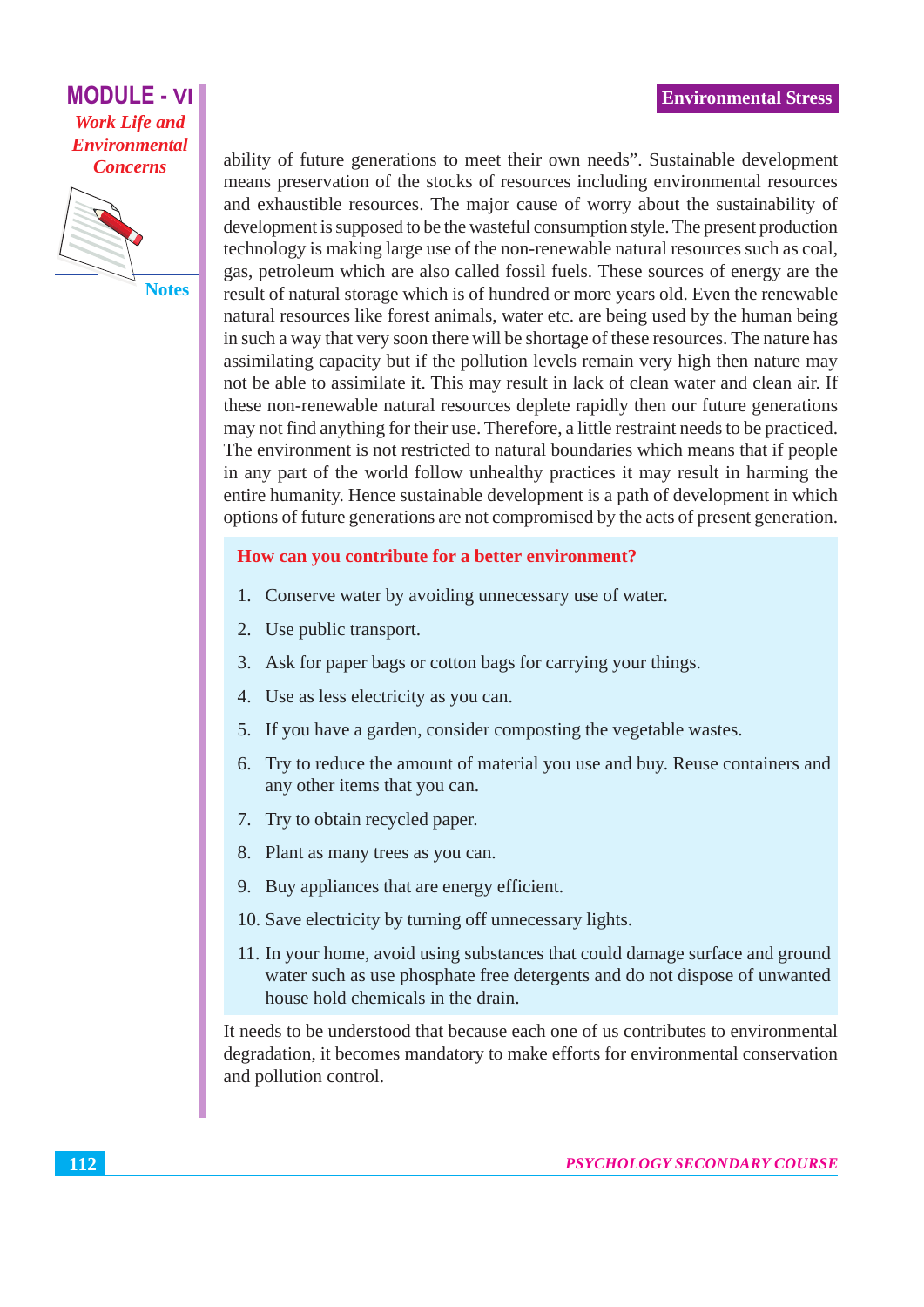ability of future generations to meet their own needs". Sustainable development means preservation of the stocks of resources including environmental resources and exhaustible resources. The major cause of worry about the sustainability of development is supposed to be the wasteful consumption style. The present production technology is making large use of the non-renewable natural resources such as coal, gas, petroleum which are also called fossil fuels. These sources of energy are the result of natural storage which is of hundred or more years old. Even the renewable natural resources like forest animals, water etc. are being used by the human being in such a way that very soon there will be shortage of these resources. The nature has assimilating capacity but if the pollution levels remain very high then nature may not be able to assimilate it. This may result in lack of clean water and clean air. If these non-renewable natural resources deplete rapidly then our future generations may not find anything for their use. Therefore, a little restraint needs to be practiced. The environment is not restricted to natural boundaries which means that if people in any part of the world follow unhealthy practices it may result in harming the entire humanity. Hence sustainable development is a path of development in which options of future generations are not compromised by the acts of present generation.

**How can you contribute for a better environment?**

1. Conserve water by avoiding unnecessary use of water.
2. Use public transport.
3. Ask for paper bags or cotton bags for carrying your things.
4. Use as less electricity as you can.
5. If you have a garden, consider composting the vegetable wastes.
6. Try to reduce the amount of material you use and buy. Reuse containers and any other items that you can.
7. Try to obtain recycled paper.
8. Plant as many trees as you can.
9. Buy appliances that are energy efficient.
10. Save electricity by turning off unnecessary lights.
11. In your home, avoid using substances that could damage surface and ground water such as use phosphate free detergents and do not dispose of unwanted house hold chemicals in the drain.

It needs to be understood that because each one of us contributes to environmental degradation, it becomes mandatory to make efforts for environmental conservation and pollution control.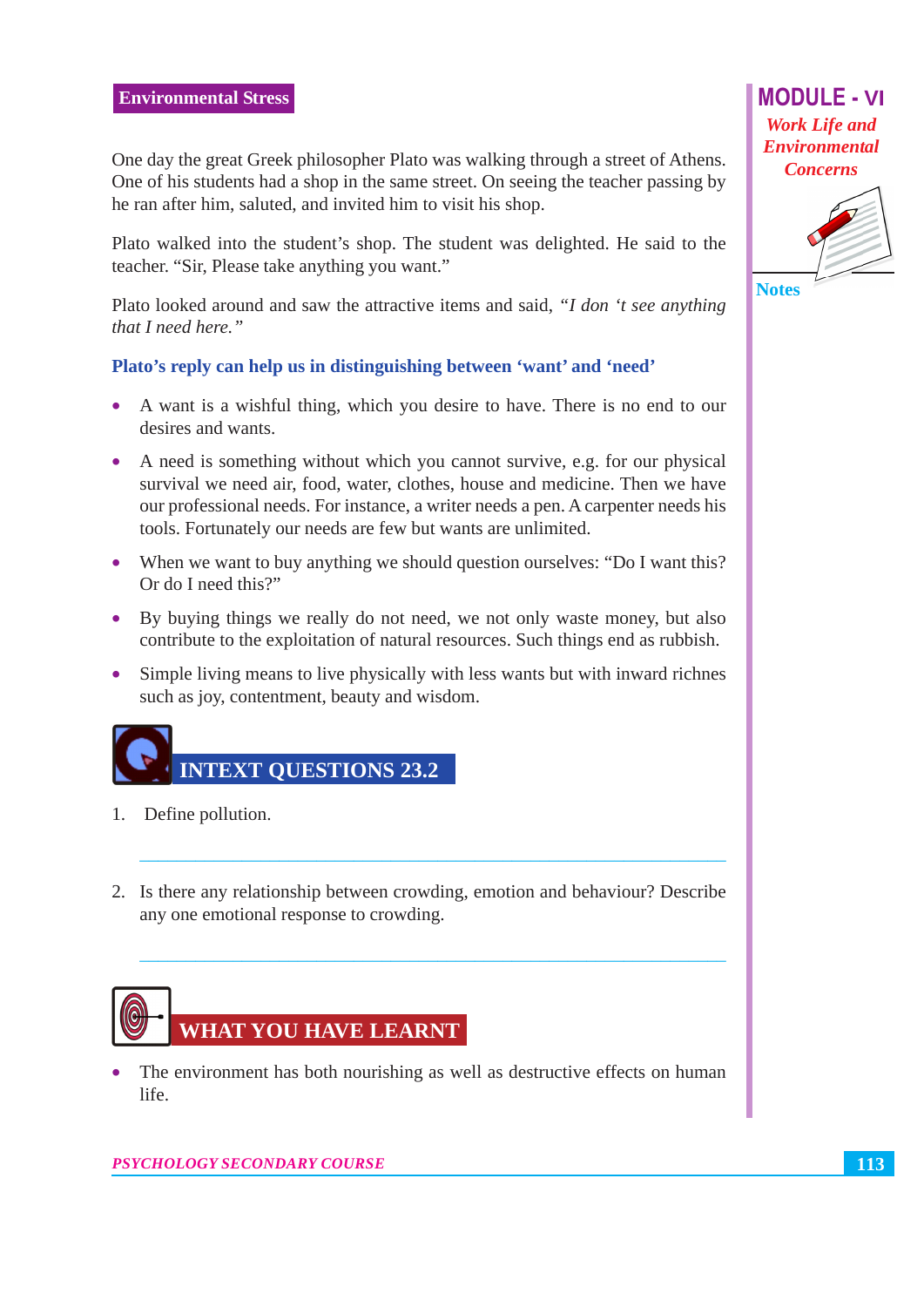One day the great Greek philosopher Plato was walking through a street of Athens. One of his students had a shop in the same street. On seeing the teacher passing by he ran after him, saluted, and invited him to visit his shop.

Plato walked into the student's shop. The student was delighted. He said to the teacher. "Sir, Please take anything you want."

Plato looked around and saw the attractive items and said, *"I don 't see anything that I need here."*

**Plato's reply can help us in distinguishing between 'want' and 'need'**

- A want is a wishful thing, which you desire to have. There is no end to our desires and wants.
- A need is something without which you cannot survive, e.g. for our physical survival we need air, food, water, clothes, house and medicine. Then we have our professional needs. For instance, a writer needs a pen. A carpenter needs his tools. Fortunately our needs are few but wants are unlimited.
- When we want to buy anything we should question ourselves: "Do I want this? Or do I need this?"
- By buying things we really do not need, we not only waste money, but also contribute to the exploitation of natural resources. Such things end as rubbish.
- Simple living means to live physically with less wants but with inward richnes such as joy, contentment, beauty and wisdom.

## INTEXT QUESTIONS 23.2

1. Define pollution.

___

2. Is there any relationship between crowding, emotion and behaviour? Describe any one emotional response to crowding.

___

## WHAT YOU HAVE LEARNT

- The environment has both nourishing as well as destructive effects on human life.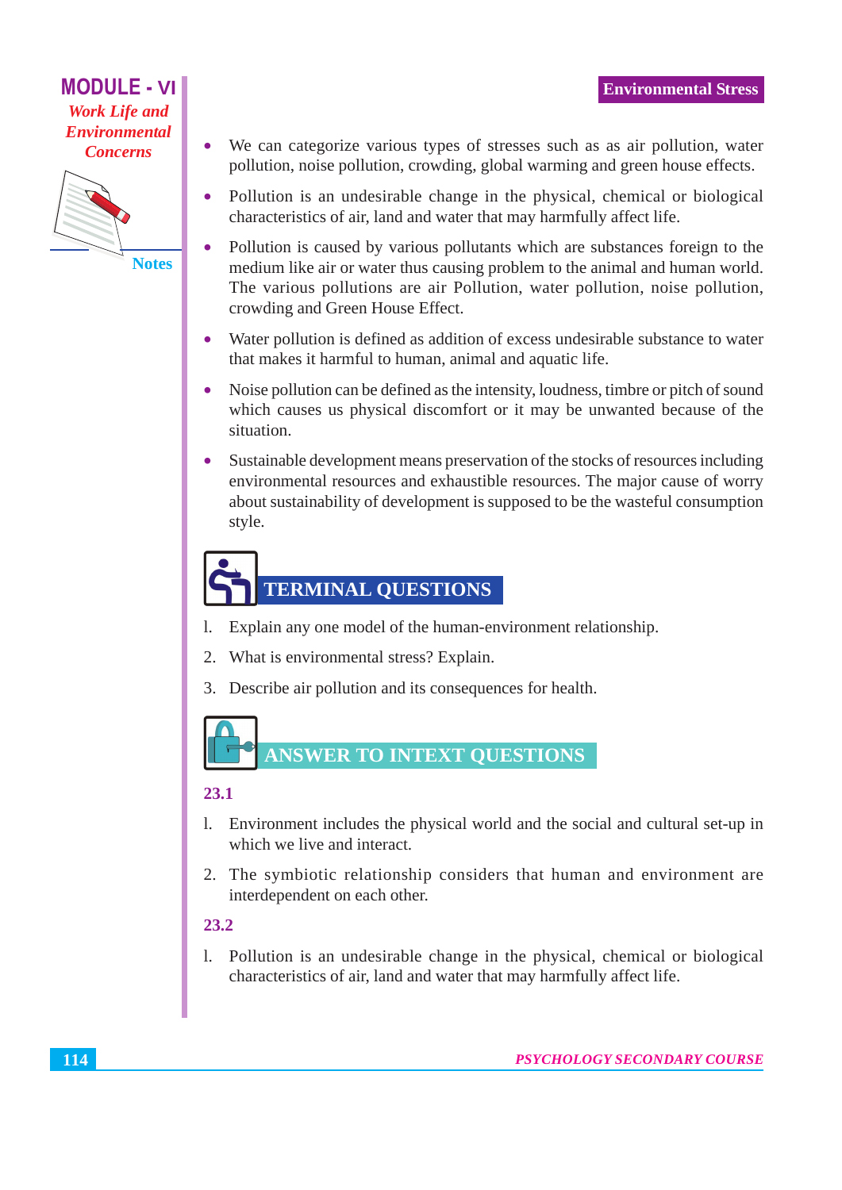- We can categorize various types of stresses such as as air pollution, water pollution, noise pollution, crowding, global warming and green house effects.
- Pollution is an undesirable change in the physical, chemical or biological characteristics of air, land and water that may harmfully affect life.
- Pollution is caused by various pollutants which are substances foreign to the medium like air or water thus causing problem to the animal and human world. The various pollutions are air Pollution, water pollution, noise pollution, crowding and Green House Effect.
- Water pollution is defined as addition of excess undesirable substance to water that makes it harmful to human, animal and aquatic life.
- Noise pollution can be defined as the intensity, loudness, timbre or pitch of sound which causes us physical discomfort or it may be unwanted because of the situation.
- Sustainable development means preservation of the stocks of resources including environmental resources and exhaustible resources. The major cause of worry about sustainability of development is supposed to be the wasteful consumption style.

## TERMINAL QUESTIONS

1. Explain any one model of the human-environment relationship.
2. What is environmental stress? Explain.
3. Describe air pollution and its consequences for health.

## ANSWER TO INTEXT QUESTIONS

**23.1**

1. Environment includes the physical world and the social and cultural set-up in which we live and interact.
2. The symbiotic relationship considers that human and environment are interdependent on each other.

**23.2**

1. Pollution is an undesirable change in the physical, chemical or biological characteristics of air, land and water that may harmfully affect life.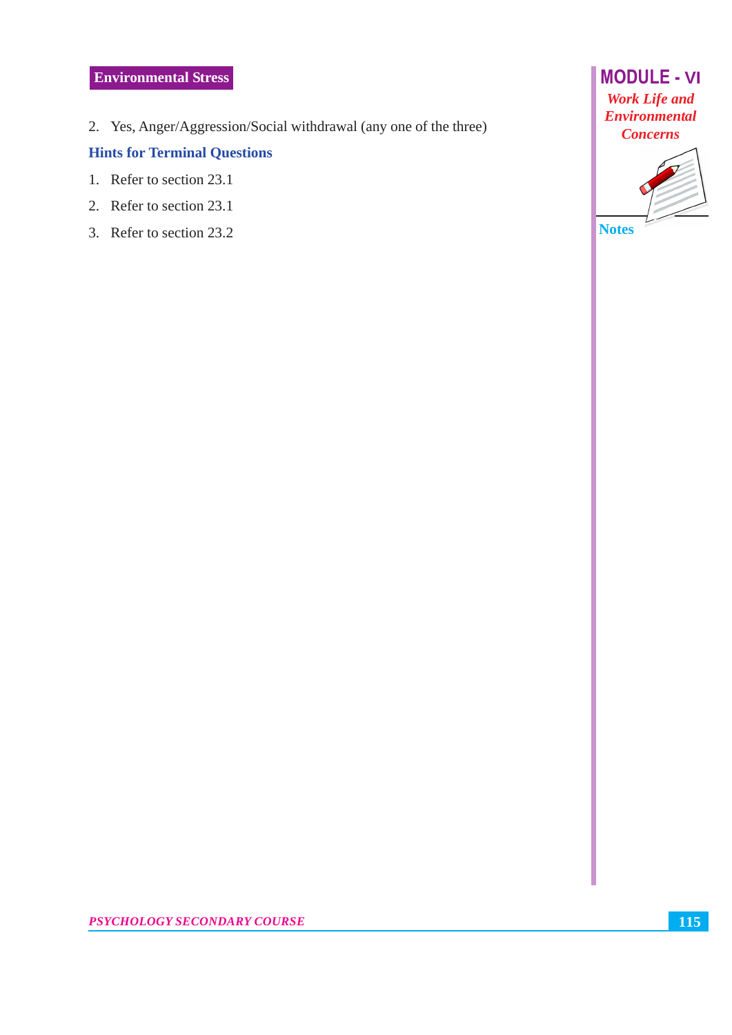2. Yes, Anger/Aggression/Social withdrawal (any one of the three)

## Hints for Terminal Questions

1. Refer to section 23.1
2. Refer to section 23.1
3. Refer to section 23.2